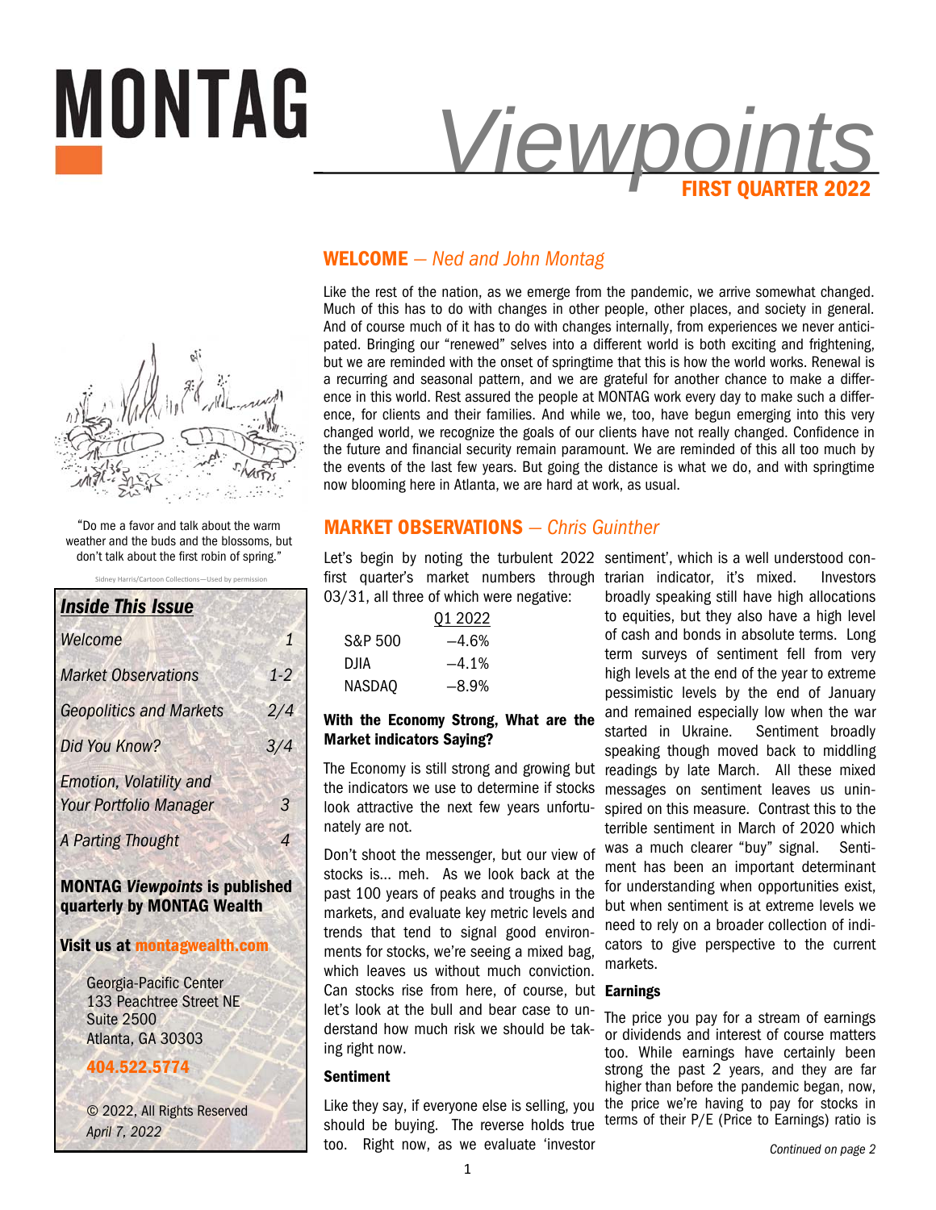# MONTAG *Viewpoints*

**FIRST QUARTER 2022**

"Do me a favor and talk about the warm weather and the buds and the blossoms, but don't talk about the first robin of spring."

Sidney Harris/Cartoon Collections—Used by permission

### *Inside This Issue*

| | |
|---|---|
| *Welcome* | *1* |
| *Market Observations* | *1-2* |
| *Geopolitics and Markets* | *2/4* |
| *Did You Know?* | *3/4* |
| *Emotion, Volatility and Your Portfolio Manager* | *3* |
| *A Parting Thought* | *4* |

**MONTAG *Viewpoints* is published quarterly by MONTAG Wealth**

**Visit us at montagwealth.com**

Georgia-Pacific Center
133 Peachtree Street NE
Suite 2500
Atlanta, GA 30303

**404.522.5774**

© 2022, All Rights Reserved
*April 7, 2022*

## WELCOME — *Ned and John Montag*

Like the rest of the nation, as we emerge from the pandemic, we arrive somewhat changed. Much of this has to do with changes in other people, other places, and society in general. And of course much of it has to do with changes internally, from experiences we never anticipated. Bringing our "renewed" selves into a different world is both exciting and frightening, but we are reminded with the onset of springtime that this is how the world works. Renewal is a recurring and seasonal pattern, and we are grateful for another chance to make a difference in this world. Rest assured the people at MONTAG work every day to make such a difference, for clients and their families. And while we, too, have begun emerging into this very changed world, we recognize the goals of our clients have not really changed. Confidence in the future and financial security remain paramount. We are reminded of this all too much by the events of the last few years. But going the distance is what we do, and with springtime now blooming here in Atlanta, we are hard at work, as usual.

## MARKET OBSERVATIONS — *Chris Guinther*

Let's begin by noting the turbulent 2022 first quarter's market numbers through 03/31, all three of which were negative:

| | Q1 2022 |
|---|---|
| S&P 500 | –4.6% |
| DJIA | –4.1% |
| NASDAQ | –8.9% |

### With the Economy Strong, What are the Market indicators Saying?

The Economy is still strong and growing but the indicators we use to determine if stocks look attractive the next few years unfortunately are not.

Don't shoot the messenger, but our view of stocks is… meh. As we look back at the past 100 years of peaks and troughs in the markets, and evaluate key metric levels and trends that tend to signal good environments for stocks, we're seeing a mixed bag, which leaves us without much conviction. Can stocks rise from here, of course, but let's look at the bull and bear case to understand how much risk we should be taking right now.

### Sentiment

Like they say, if everyone else is selling, you should be buying. The reverse holds true too. Right now, as we evaluate 'investor sentiment', which is a well understood contrarian indicator, it's mixed. Investors broadly speaking still have high allocations to equities, but they also have a high level of cash and bonds in absolute terms. Long term surveys of sentiment fell from very high levels at the end of the year to extreme pessimistic levels by the end of January and remained especially low when the war started in Ukraine. Sentiment broadly speaking though moved back to middling readings by late March. All these mixed messages on sentiment leaves us uninspired on this measure. Contrast this to the terrible sentiment in March of 2020 which was a much clearer "buy" signal. Sentiment has been an important determinant for understanding when opportunities exist, but when sentiment is at extreme levels we need to rely on a broader collection of indicators to give perspective to the current markets.

### Earnings

The price you pay for a stream of earnings or dividends and interest of course matters too. While earnings have certainly been strong the past 2 years, and they are far higher than before the pandemic began, now, the price we're having to pay for stocks in terms of their P/E (Price to Earnings) ratio is

*Continued on page 2*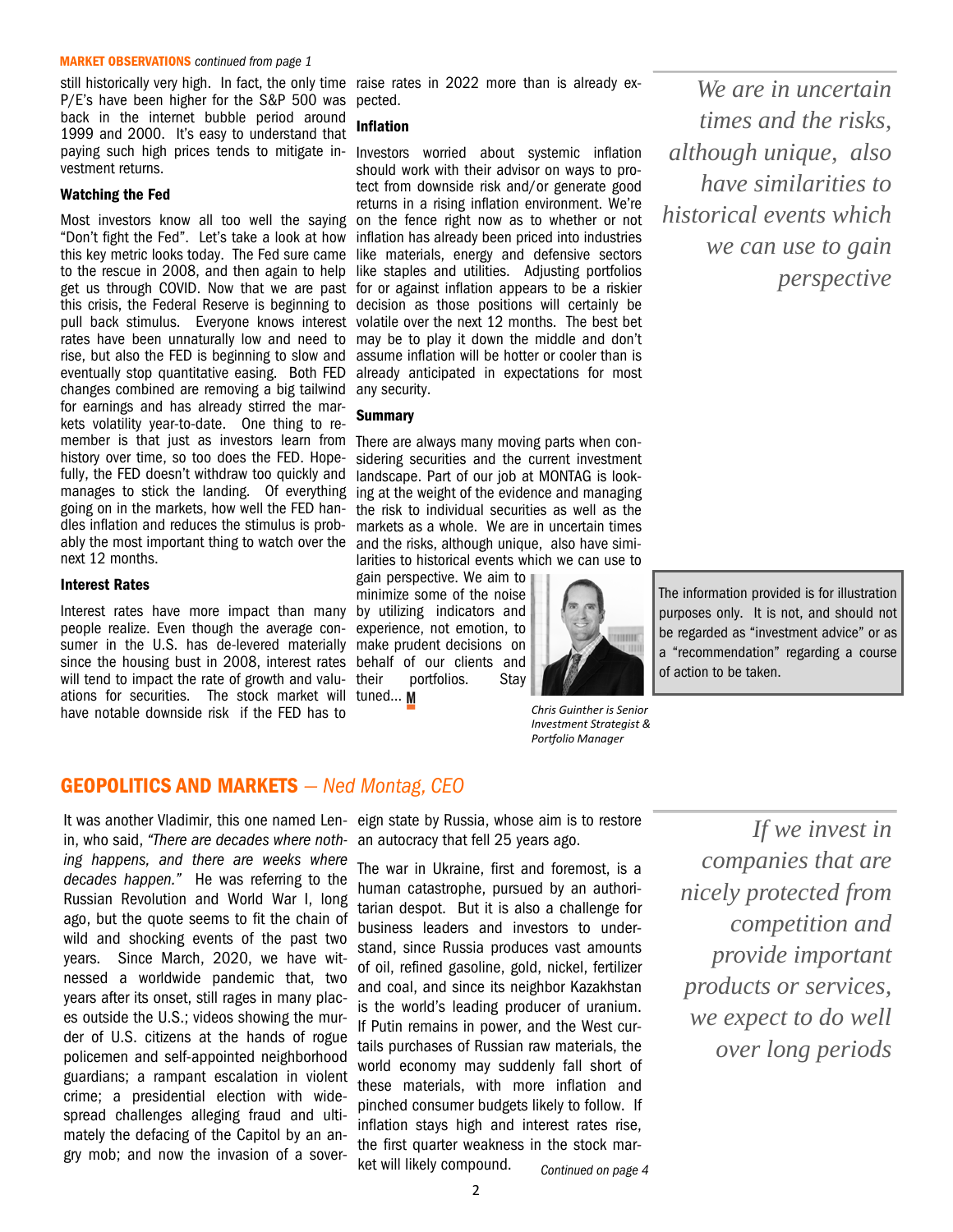**MARKET OBSERVATIONS** *continued from page 1*

still historically very high. In fact, the only time P/E's have been higher for the S&P 500 was back in the internet bubble period around 1999 and 2000. It's easy to understand that paying such high prices tends to mitigate investment returns.

### Watching the Fed

Most investors know all too well the saying "Don't fight the Fed". Let's take a look at how this key metric looks today. The Fed sure came to the rescue in 2008, and then again to help get us through COVID. Now that we are past this crisis, the Federal Reserve is beginning to pull back stimulus. Everyone knows interest rates have been unnaturally low and need to rise, but also the FED is beginning to slow and eventually stop quantitative easing. Both FED changes combined are removing a big tailwind for earnings and has already stirred the markets volatility year-to-date. One thing to remember is that just as investors learn from history over time, so too does the FED. Hopefully, the FED doesn't withdraw too quickly and manages to stick the landing. Of everything going on in the markets, how well the FED handles inflation and reduces the stimulus is probably the most important thing to watch over the next 12 months.

### Interest Rates

Interest rates have more impact than many people realize. Even though the average consumer in the U.S. has de-levered materially since the housing bust in 2008, interest rates will tend to impact the rate of growth and valuations for securities. The stock market will have notable downside risk if the FED has to raise rates in 2022 more than is already expected.

### Inflation

Investors worried about systemic inflation should work with their advisor on ways to protect from downside risk and/or generate good returns in a rising inflation environment. We're on the fence right now as to whether or not inflation has already been priced into industries like materials, energy and defensive sectors like staples and utilities. Adjusting portfolios for or against inflation appears to be a riskier decision as those positions will certainly be volatile over the next 12 months. The best bet may be to play it down the middle and don't assume inflation will be hotter or cooler than is already anticipated in expectations for most any security.

### Summary

There are always many moving parts when considering securities and the current investment landscape. Part of our job at MONTAG is looking at the weight of the evidence and managing the risk to individual securities as well as the markets as a whole. We are in uncertain times and the risks, although unique, also have similarities to historical events which we can use to gain perspective. We aim to minimize some of the noise by utilizing indicators and experience, not emotion, to make prudent decisions on behalf of our clients and their portfolios. Stay tuned... **M**

*Chris Guinther is Senior Investment Strategist & Portfolio Manager*

*We are in uncertain times and the risks, although unique, also have similarities to historical events which we can use to gain perspective*

The information provided is for illustration purposes only. It is not, and should not be regarded as "investment advice" or as a "recommendation" regarding a course of action to be taken.

## GEOPOLITICS AND MARKETS — *Ned Montag, CEO*

It was another Vladimir, this one named Lenin, who said, *"There are decades where nothing happens, and there are weeks where decades happen."* He was referring to the Russian Revolution and World War I, long ago, but the quote seems to fit the chain of wild and shocking events of the past two years. Since March, 2020, we have witnessed a worldwide pandemic that, two years after its onset, still rages in many places outside the U.S.; videos showing the murder of U.S. citizens at the hands of rogue policemen and self-appointed neighborhood guardians; a rampant escalation in violent crime; a presidential election with widespread challenges alleging fraud and ultimately the defacing of the Capitol by an angry mob; and now the invasion of a sovereign state by Russia, whose aim is to restore an autocracy that fell 25 years ago.

The war in Ukraine, first and foremost, is a human catastrophe, pursued by an authoritarian despot. But it is also a challenge for business leaders and investors to understand, since Russia produces vast amounts of oil, refined gasoline, gold, nickel, fertilizer and coal, and since its neighbor Kazakhstan is the world's leading producer of uranium. If Putin remains in power, and the West curtails purchases of Russian raw materials, the world economy may suddenly fall short of these materials, with more inflation and pinched consumer budgets likely to follow. If inflation stays high and interest rates rise, the first quarter weakness in the stock market will likely compound.

*Continued on page 4*

*If we invest in companies that are nicely protected from competition and provide important products or services, we expect to do well over long periods*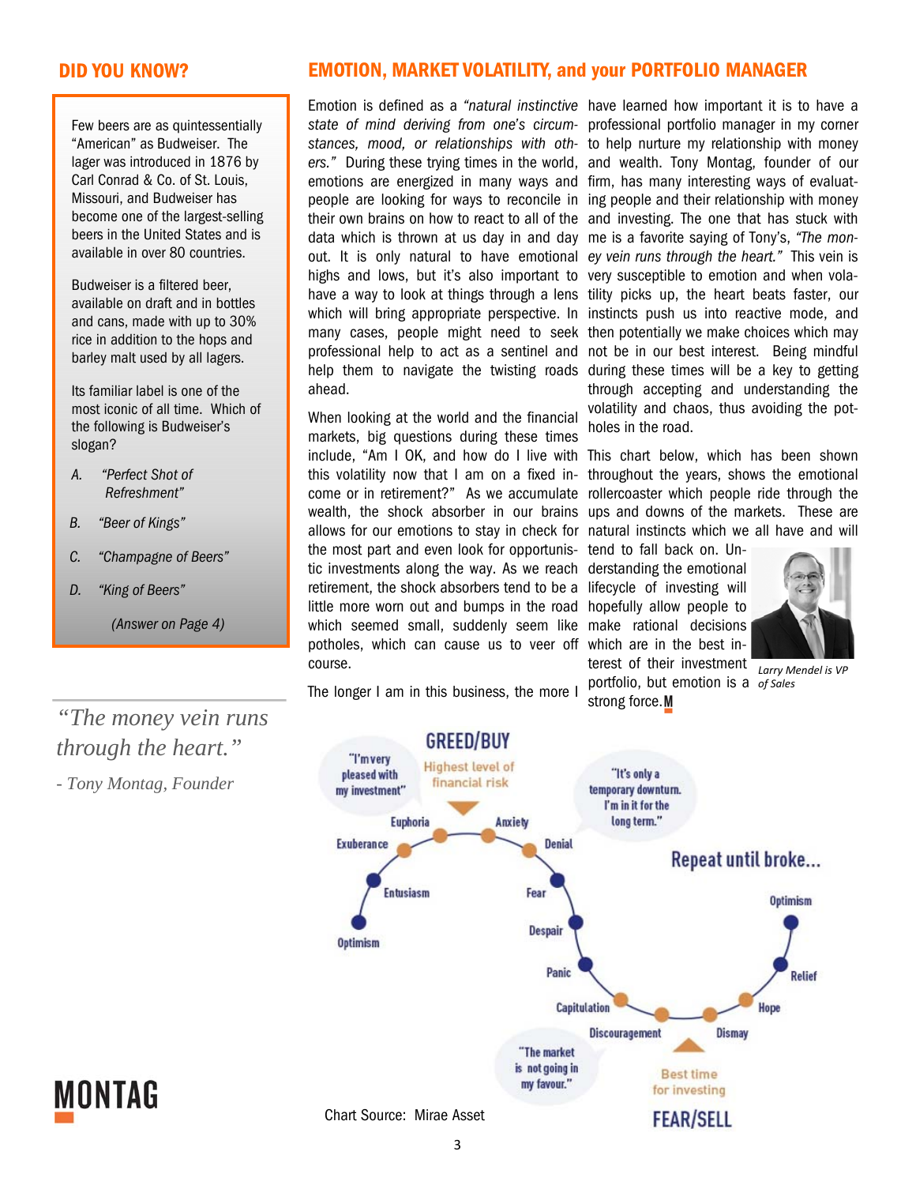## DID YOU KNOW?

Few beers are as quintessentially "American" as Budweiser. The lager was introduced in 1876 by Carl Conrad & Co. of St. Louis, Missouri, and Budweiser has become one of the largest-selling beers in the United States and is available in over 80 countries.

Budweiser is a filtered beer, available on draft and in bottles and cans, made with up to 30% rice in addition to the hops and barley malt used by all lagers.

Its familiar label is one of the most iconic of all time. Which of the following is Budweiser's slogan?

A. *"Perfect Shot of Refreshment"*

B. *"Beer of Kings"*

C. *"Champagne of Beers"*

D. *"King of Beers"*

*(Answer on Page 4)*

*"The money vein runs through the heart."*

*- Tony Montag, Founder*

## EMOTION, MARKET VOLATILITY, and your PORTFOLIO MANAGER

Emotion is defined as a *"natural instinctive state of mind deriving from one's circumstances, mood, or relationships with others."* During these trying times in the world, emotions are energized in many ways and people are looking for ways to reconcile in their own brains on how to react to all of the data which is thrown at us day in and day out. It is only natural to have emotional highs and lows, but it's also important to have a way to look at things through a lens which will bring appropriate perspective. In many cases, people might need to seek professional help to act as a sentinel and help them to navigate the twisting roads ahead.

When looking at the world and the financial markets, big questions during these times include, "Am I OK, and how do I live with this volatility now that I am on a fixed income or in retirement?" As we accumulate wealth, the shock absorber in our brains allows for our emotions to stay in check for the most part and even look for opportunistic investments along the way. As we reach retirement, the shock absorbers tend to be a little more worn out and bumps in the road which seemed small, suddenly seem like potholes, which can cause us to veer off course.

The longer I am in this business, the more I have learned how important it is to have a professional portfolio manager in my corner to help nurture my relationship with money and wealth. Tony Montag, founder of our firm, has many interesting ways of evaluating people and their relationship with money and investing. The one that has stuck with me is a favorite saying of Tony's, *"The money vein runs through the heart."* This vein is very susceptible to emotion and when volatility picks up, the heart beats faster, our instincts push us into reactive mode, and then potentially we make choices which may not be in our best interest. Being mindful during these times will be a key to getting through accepting and understanding the volatility and chaos, thus avoiding the potholes in the road.

This chart below, which has been shown throughout the years, shows the emotional rollercoaster which people ride through the ups and downs of the markets. These are natural instincts which we all have and will tend to fall back on. Understanding the emotional lifecycle of investing will hopefully allow people to make rational decisions which are in the best interest of their investment portfolio, but emotion is a strong force.

*Larry Mendel is VP of Sales*

Chart Source: Mirae Asset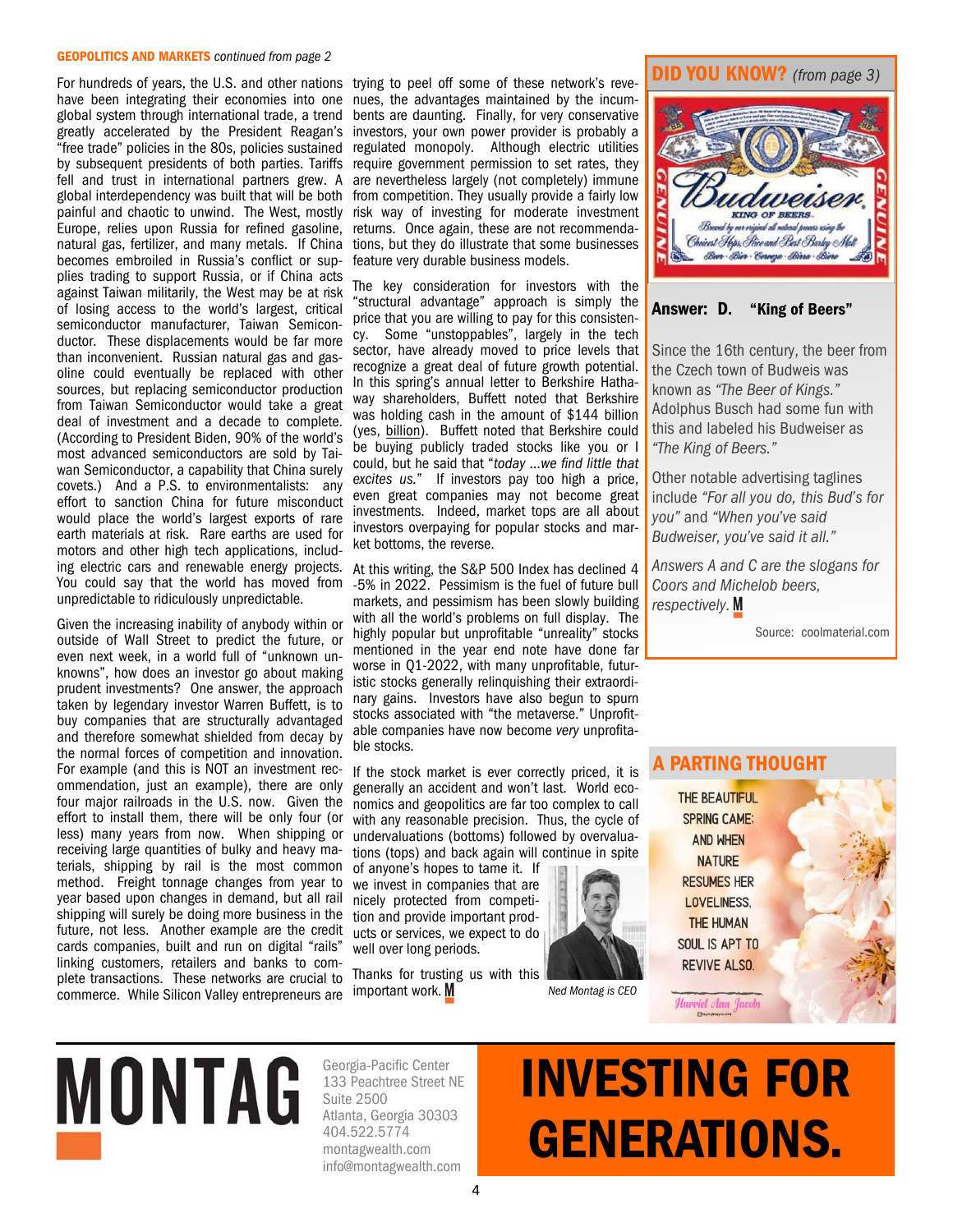**GEOPOLITICS AND MARKETS** *continued from page 2*

For hundreds of years, the U.S. and other nations have been integrating their economies into one global system through international trade, a trend greatly accelerated by the President Reagan's "free trade" policies in the 80s, policies sustained by subsequent presidents of both parties. Tariffs fell and trust in international partners grew. A global interdependency was built that will be both painful and chaotic to unwind. The West, mostly Europe, relies upon Russia for refined gasoline, natural gas, fertilizer, and many metals. If China becomes embroiled in Russia's conflict or supplies trading to support Russia, or if China acts against Taiwan militarily, the West may be at risk of losing access to the world's largest, critical semiconductor manufacturer, Taiwan Semiconductor. These displacements would be far more than inconvenient. Russian natural gas and gasoline could eventually be replaced with other sources, but replacing semiconductor production from Taiwan Semiconductor would take a great deal of investment and a decade to complete. (According to President Biden, 90% of the world's most advanced semiconductors are sold by Taiwan Semiconductor, a capability that China surely covets.) And a P.S. to environmentalists: any effort to sanction China for future misconduct would place the world's largest exports of rare earth materials at risk. Rare earths are used for motors and other high tech applications, including electric cars and renewable energy projects. You could say that the world has moved from unpredictable to ridiculously unpredictable.

Given the increasing inability of anybody within or outside of Wall Street to predict the future, or even next week, in a world full of "unknown unknowns", how does an investor go about making prudent investments? One answer, the approach taken by legendary investor Warren Buffett, is to buy companies that are structurally advantaged and therefore somewhat shielded from decay by the normal forces of competition and innovation. For example (and this is NOT an investment recommendation, just an example), there are only four major railroads in the U.S. now. Given the effort to install them, there will be only four (or less) many years from now. When shipping or receiving large quantities of bulky and heavy materials, shipping by rail is the most common method. Freight tonnage changes from year to year based upon changes in demand, but all rail shipping will surely be doing more business in the future, not less. Another example are the credit cards companies, built and run on digital "rails" linking customers, retailers and banks to complete transactions. These networks are crucial to commerce. While Silicon Valley entrepreneurs are trying to peel off some of these network's revenues, the advantages maintained by the incumbents are daunting. Finally, for very conservative investors, your own power provider is probably a regulated monopoly. Although electric utilities require government permission to set rates, they are nevertheless largely (not completely) immune from competition. They usually provide a fairly low risk way of investing for moderate investment returns. Once again, these are not recommendations, but they do illustrate that some businesses feature very durable business models.

The key consideration for investors with the "structural advantage" approach is simply the price that you are willing to pay for this consistency. Some "unstoppables", largely in the tech sector, have already moved to price levels that recognize a great deal of future growth potential. In this spring's annual letter to Berkshire Hathaway shareholders, Buffett noted that Berkshire was holding cash in the amount of $144 billion (yes, billion). Buffett noted that Berkshire could be buying publicly traded stocks like you or I could, but he said that "*today ...we find little that excites us.*" If investors pay too high a price, even great companies may not become great investments. Indeed, market tops are all about investors overpaying for popular stocks and market bottoms, the reverse.

At this writing, the S&P 500 Index has declined 4-5% in 2022. Pessimism is the fuel of future bull markets, and pessimism has been slowly building with all the world's problems on full display. The highly popular but unprofitable "unreality" stocks mentioned in the year end note have done far worse in Q1-2022, with many unprofitable, futuristic stocks generally relinquishing their extraordinary gains. Investors have also begun to spurn stocks associated with "the metaverse." Unprofitable companies have now become *very* unprofitable stocks.

If the stock market is ever correctly priced, it is generally an accident and won't last. World economics and geopolitics are far too complex to call with any reasonable precision. Thus, the cycle of undervaluations (bottoms) followed by overvaluations (tops) and back again will continue in spite of anyone's hopes to tame it. If we invest in companies that are nicely protected from competition and provide important products or services, we expect to do well over long periods.

Thanks for trusting us with this important work. **M**

*Ned Montag is CEO*

## DID YOU KNOW? *(from page 3)*

**Answer: D. "King of Beers"**

Since the 16th century, the beer from the Czech town of Budweis was known as *"The Beer of Kings."* Adolphus Busch had some fun with this and labeled his Budweiser as *"The King of Beers."*

Other notable advertising taglines include *"For all you do, this Bud's for you"* and *"When you've said Budweiser, you've said it all."*

*Answers A and C are the slogans for Coors and Michelob beers, respectively.* **M**

Source: coolmaterial.com

## A PARTING THOUGHT

THE BEAUTIFUL SPRING CAME; AND WHEN NATURE RESUMES HER LOVELINESS, THE HUMAN SOUL IS APT TO REVIVE ALSO.

*Harriet Ann Jacobs*

**MONTAG**

Georgia-Pacific Center
133 Peachtree Street NE
Suite 2500
Atlanta, Georgia 30303
404.522.5774
montagwealth.com
info@montagwealth.com

**INVESTING FOR GENERATIONS.**